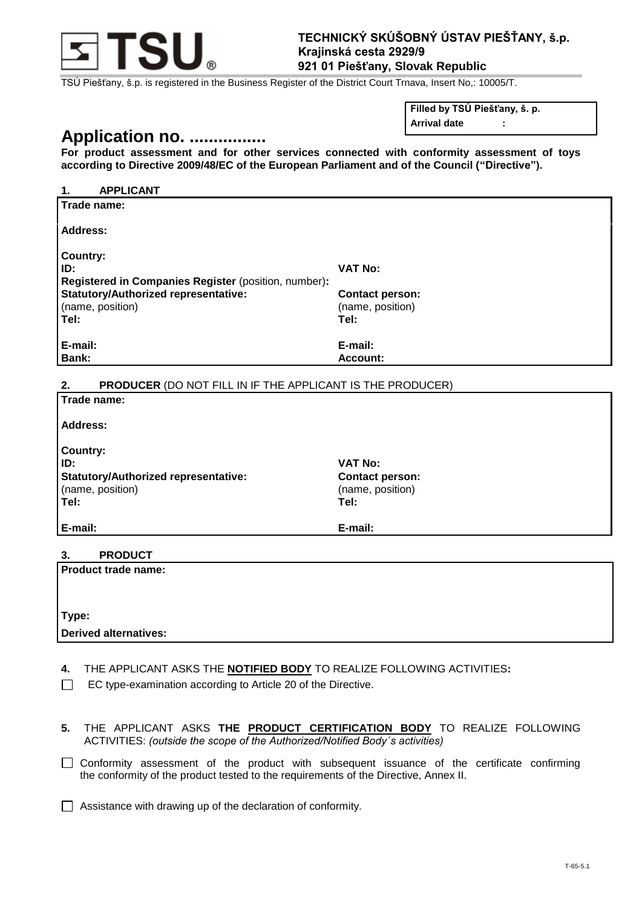**TSU**

**TECHNICKÝ SKÚŠOBNÝ ÚSTAV PIEŠŤANY, š.p.**
**Krajinská cesta 2929/9**
**921 01 Piešťany, Slovak Republic**

TSÚ Piešťany, š.p. is registered in the Business Register of the District Court Trnava, Insert No,: 10005/T.

| **Filled by TSÚ Piešťany, š. p.** |
|---|
| **Arrival date :** |

# Application no. ................

**For product assessment and for other services connected with conformity assessment of toys according to Directive 2009/48/EC of the European Parliament and of the Council ("Directive").**

## 1. APPLICANT

| | |
|---|---|
| **Trade name:** | |
| **Address:** | |
| **Country:** | |
| **ID:** | **VAT No:** |
| **Registered in Companies Register** (position, number)**:** | |
| **Statutory/Authorized representative:** (name, position) | **Contact person:** (name, position) |
| **Tel:** | **Tel:** |
| **E-mail:** | **E-mail:** |
| **Bank:** | **Account:** |

## 2. PRODUCER (DO NOT FILL IN IF THE APPLICANT IS THE PRODUCER)

| | |
|---|---|
| **Trade name:** | |
| **Address:** | |
| **Country:** | |
| **ID:** | **VAT No:** |
| **Statutory/Authorized representative:** (name, position) | **Contact person:** (name, position) |
| **Tel:** | **Tel:** |
| **E-mail:** | **E-mail:** |

## 3. PRODUCT

| |
|---|
| **Product trade name:** |
| **Type:** |
| **Derived alternatives:** |

**4.** THE APPLICANT ASKS THE **NOTIFIED BODY** TO REALIZE FOLLOWING ACTIVITIES**:**

☐ EC type-examination according to Article 20 of the Directive.

**5.** THE APPLICANT ASKS **THE PRODUCT CERTIFICATION BODY** TO REALIZE FOLLOWING ACTIVITIES: *(outside the scope of the Authorized/Notified Body´s activities)*

☐ Conformity assessment of the product with subsequent issuance of the certificate confirming the conformity of the product tested to the requirements of the Directive, Annex II.

☐ Assistance with drawing up of the declaration of conformity.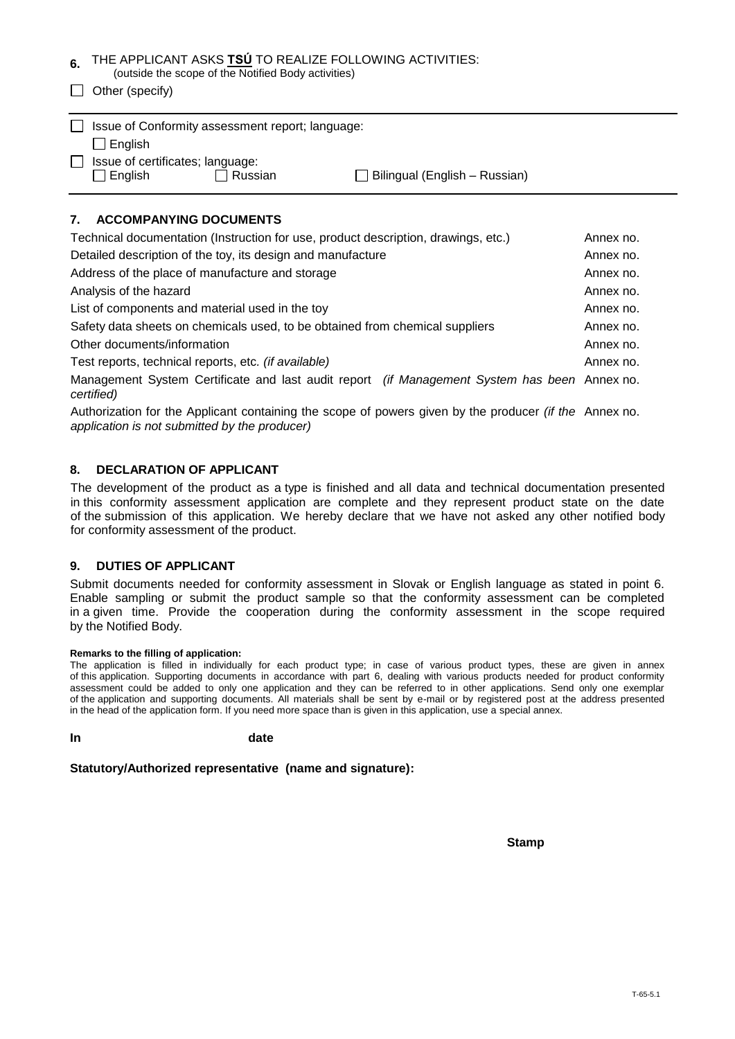## 6. THE APPLICANT ASKS **TSÚ** TO REALIZE FOLLOWING ACTIVITIES:

(outside the scope of the Notified Body activities)

☐ Other (specify)

☐ Issue of Conformity assessment report; language:
☐ English

☐ Issue of certificates; language:
☐ English ☐ Russian ☐ Bilingual (English – Russian)

## 7. ACCOMPANYING DOCUMENTS

| | |
|---|---|
| Technical documentation (Instruction for use, product description, drawings, etc.) | Annex no. |
| Detailed description of the toy, its design and manufacture | Annex no. |
| Address of the place of manufacture and storage | Annex no. |
| Analysis of the hazard | Annex no. |
| List of components and material used in the toy | Annex no. |
| Safety data sheets on chemicals used, to be obtained from chemical suppliers | Annex no. |
| Other documents/information | Annex no. |
| Test reports, technical reports, etc. *(if available)* | Annex no. |
| Management System Certificate and last audit report *(if Management System has been certified)* | Annex no. |
| Authorization for the Applicant containing the scope of powers given by the producer *(if the application is not submitted by the producer)* | Annex no. |

## 8. DECLARATION OF APPLICANT

The development of the product as a type is finished and all data and technical documentation presented in this conformity assessment application are complete and they represent product state on the date of the submission of this application. We hereby declare that we have not asked any other notified body for conformity assessment of the product.

## 9. DUTIES OF APPLICANT

Submit documents needed for conformity assessment in Slovak or English language as stated in point 6. Enable sampling or submit the product sample so that the conformity assessment can be completed in a given time. Provide the cooperation during the conformity assessment in the scope required by the Notified Body.

**Remarks to the filling of application:**
The application is filled in individually for each product type; in case of various product types, these are given in annex of this application. Supporting documents in accordance with part 6, dealing with various products needed for product conformity assessment could be added to only one application and they can be referred to in other applications. Send only one exemplar of the application and supporting documents. All materials shall be sent by e-mail or by registered post at the address presented in the head of the application form. If you need more space than is given in this application, use a special annex.

**In** **date**

**Statutory/Authorized representative (name and signature):**

**Stamp**

T-65-5.1